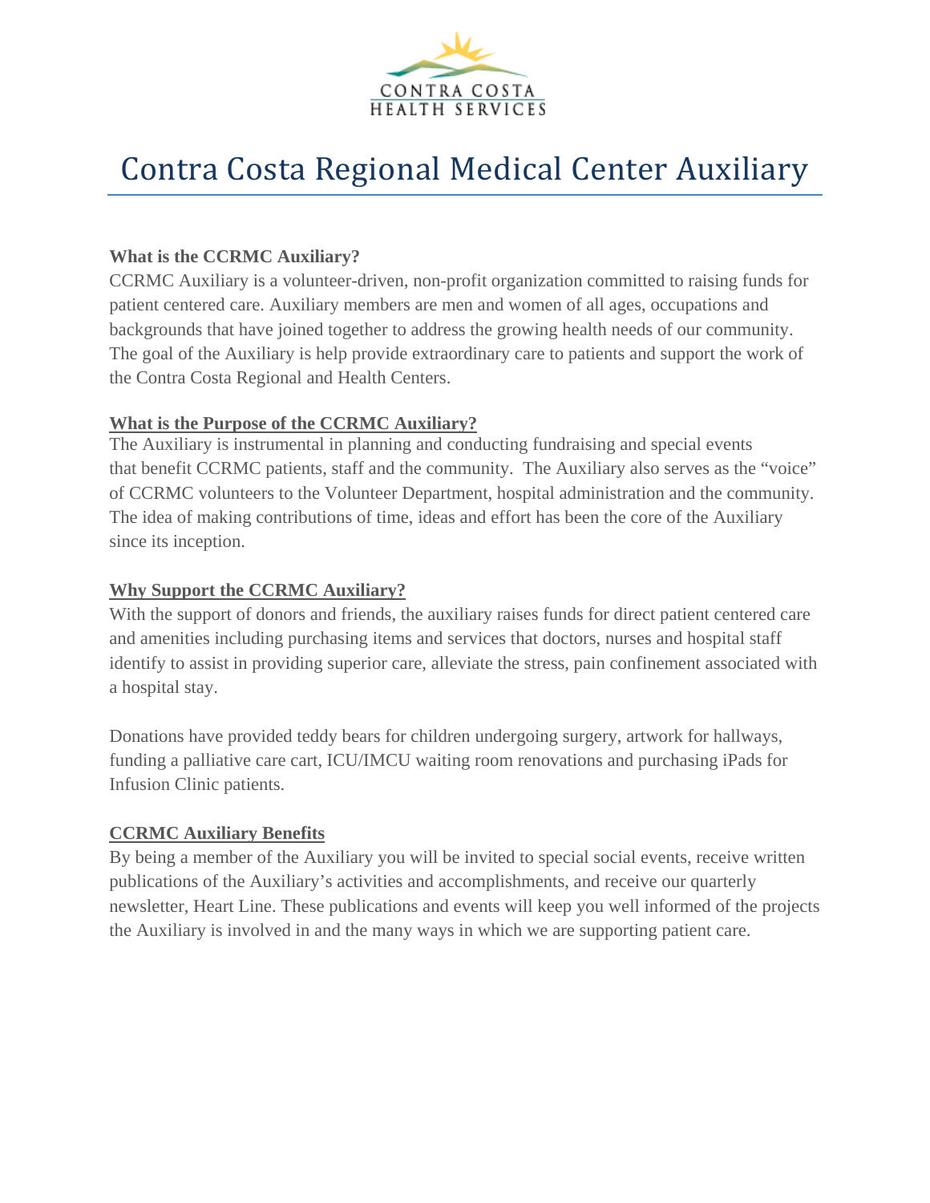# Contra Costa Regional Medical Center Auxiliary

**What is the CCRMC Auxiliary?**

CCRMC Auxiliary is a volunteer-driven, non-profit organization committed to raising funds for patient centered care. Auxiliary members are men and women of all ages, occupations and backgrounds that have joined together to address the growing health needs of our community. The goal of the Auxiliary is help provide extraordinary care to patients and support the work of the Contra Costa Regional and Health Centers.

**What is the Purpose of the CCRMC Auxiliary?**

The Auxiliary is instrumental in planning and conducting fundraising and special events that benefit CCRMC patients, staff and the community. The Auxiliary also serves as the "voice" of CCRMC volunteers to the Volunteer Department, hospital administration and the community. The idea of making contributions of time, ideas and effort has been the core of the Auxiliary since its inception.

**Why Support the CCRMC Auxiliary?**

With the support of donors and friends, the auxiliary raises funds for direct patient centered care and amenities including purchasing items and services that doctors, nurses and hospital staff identify to assist in providing superior care, alleviate the stress, pain confinement associated with a hospital stay.

Donations have provided teddy bears for children undergoing surgery, artwork for hallways, funding a palliative care cart, ICU/IMCU waiting room renovations and purchasing iPads for Infusion Clinic patients.

**CCRMC Auxiliary Benefits**

By being a member of the Auxiliary you will be invited to special social events, receive written publications of the Auxiliary's activities and accomplishments, and receive our quarterly newsletter, Heart Line. These publications and events will keep you well informed of the projects the Auxiliary is involved in and the many ways in which we are supporting patient care.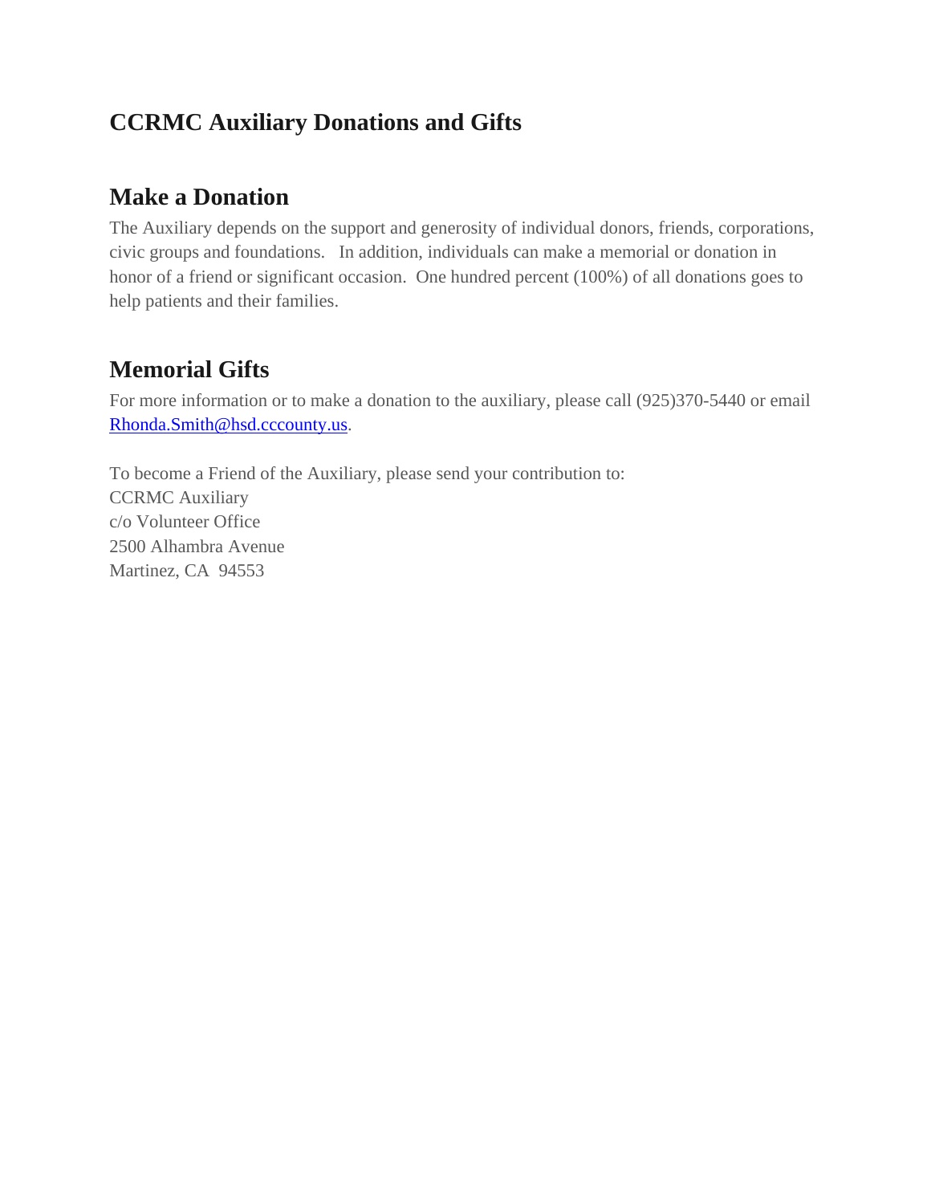# CCRMC Auxiliary Donations and Gifts

## Make a Donation

The Auxiliary depends on the support and generosity of individual donors, friends, corporations, civic groups and foundations. In addition, individuals can make a memorial or donation in honor of a friend or significant occasion. One hundred percent (100%) of all donations goes to help patients and their families.

## Memorial Gifts

For more information or to make a donation to the auxiliary, please call (925)370-5440 or email Rhonda.Smith@hsd.cccounty.us.

To become a Friend of the Auxiliary, please send your contribution to:
CCRMC Auxiliary
c/o Volunteer Office
2500 Alhambra Avenue
Martinez, CA 94553